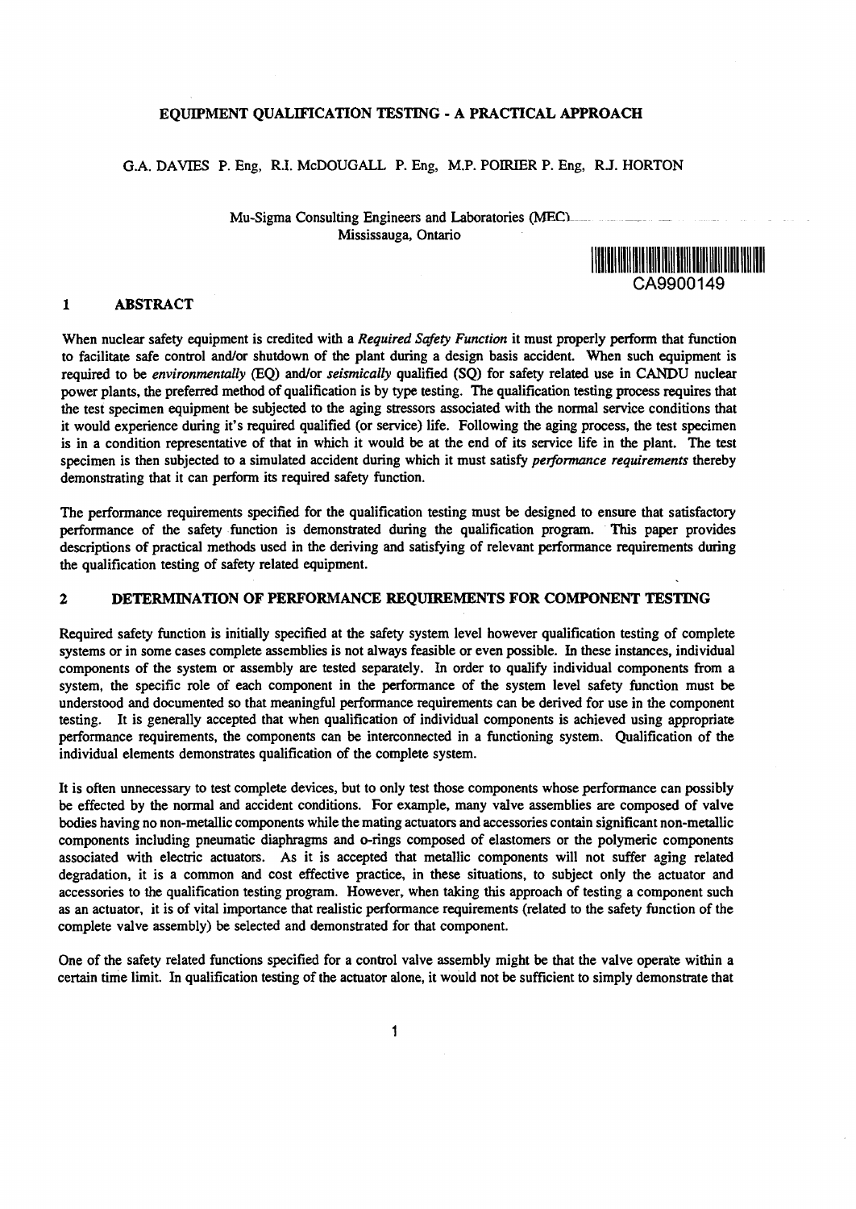# EQUIPMENT QUALIFICATION TESTING - A PRACTICAL APPROACH

G.A. DAVIES P. Eng, R.I. McDOUGALL P. Eng, M.P. POIRIER P. Eng, R.J. HORTON

Mu-Sigma Consulting Engineers and Laboratories (MEC)
Mississauga, Ontario

CA9900149

## 1 ABSTRACT

When nuclear safety equipment is credited with a *Required Safety Function* it must properly perform that function to facilitate safe control and/or shutdown of the plant during a design basis accident. When such equipment is required to be *environmentally* (EQ) and/or *seismically* qualified (SQ) for safety related use in CANDU nuclear power plants, the preferred method of qualification is by type testing. The qualification testing process requires that the test specimen equipment be subjected to the aging stressors associated with the normal service conditions that it would experience during it's required qualified (or service) life. Following the aging process, the test specimen is in a condition representative of that in which it would be at the end of its service life in the plant. The test specimen is then subjected to a simulated accident during which it must satisfy *performance requirements* thereby demonstrating that it can perform its required safety function.

The performance requirements specified for the qualification testing must be designed to ensure that satisfactory performance of the safety function is demonstrated during the qualification program. This paper provides descriptions of practical methods used in the deriving and satisfying of relevant performance requirements during the qualification testing of safety related equipment.

## 2 DETERMINATION OF PERFORMANCE REQUIREMENTS FOR COMPONENT TESTING

Required safety function is initially specified at the safety system level however qualification testing of complete systems or in some cases complete assemblies is not always feasible or even possible. In these instances, individual components of the system or assembly are tested separately. In order to qualify individual components from a system, the specific role of each component in the performance of the system level safety function must be understood and documented so that meaningful performance requirements can be derived for use in the component testing. It is generally accepted that when qualification of individual components is achieved using appropriate performance requirements, the components can be interconnected in a functioning system. Qualification of the individual elements demonstrates qualification of the complete system.

It is often unnecessary to test complete devices, but to only test those components whose performance can possibly be effected by the normal and accident conditions. For example, many valve assemblies are composed of valve bodies having no non-metallic components while the mating actuators and accessories contain significant non-metallic components including pneumatic diaphragms and o-rings composed of elastomers or the polymeric components associated with electric actuators. As it is accepted that metallic components will not suffer aging related degradation, it is a common and cost effective practice, in these situations, to subject only the actuator and accessories to the qualification testing program. However, when taking this approach of testing a component such as an actuator, it is of vital importance that realistic performance requirements (related to the safety function of the complete valve assembly) be selected and demonstrated for that component.

One of the safety related functions specified for a control valve assembly might be that the valve operate within a certain time limit. In qualification testing of the actuator alone, it would not be sufficient to simply demonstrate that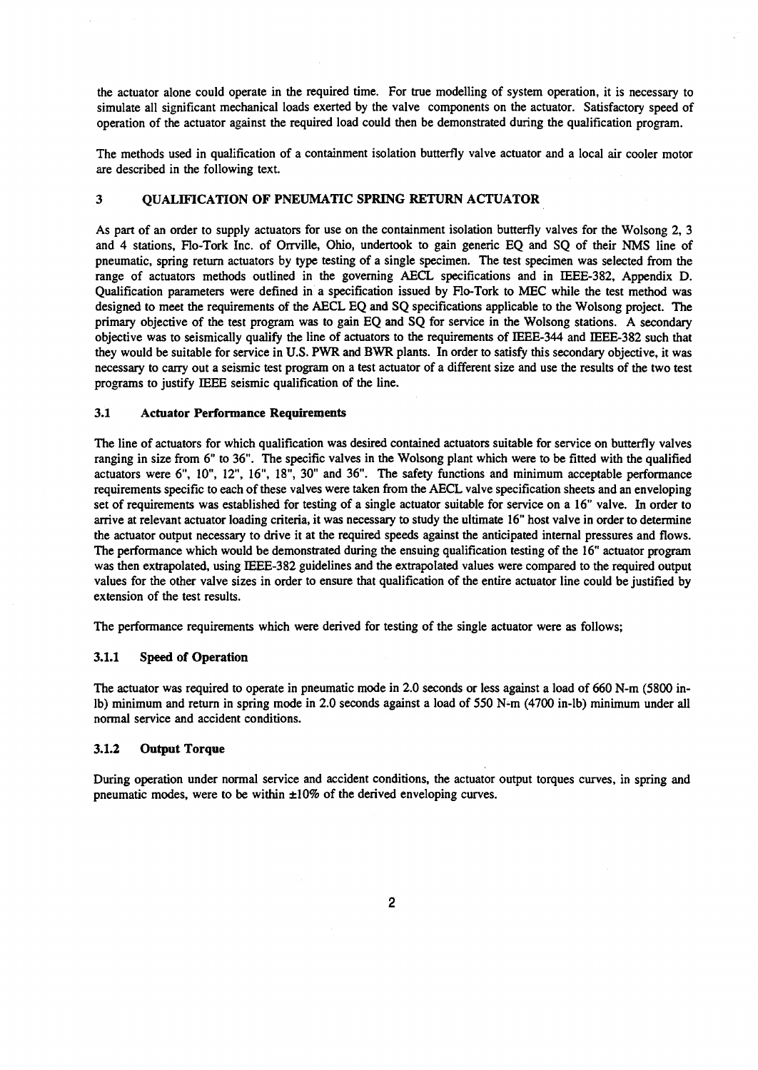the actuator alone could operate in the required time. For true modelling of system operation, it is necessary to simulate all significant mechanical loads exerted by the valve components on the actuator. Satisfactory speed of operation of the actuator against the required load could then be demonstrated during the qualification program.

The methods used in qualification of a containment isolation butterfly valve actuator and a local air cooler motor are described in the following text.

## 3 QUALIFICATION OF PNEUMATIC SPRING RETURN ACTUATOR

As part of an order to supply actuators for use on the containment isolation butterfly valves for the Wolsong 2, 3 and 4 stations, Flo-Tork Inc. of Orrville, Ohio, undertook to gain generic EQ and SQ of their NMS line of pneumatic, spring return actuators by type testing of a single specimen. The test specimen was selected from the range of actuators methods outlined in the governing AECL specifications and in IEEE-382, Appendix D. Qualification parameters were defined in a specification issued by Flo-Tork to MEC while the test method was designed to meet the requirements of the AECL EQ and SQ specifications applicable to the Wolsong project. The primary objective of the test program was to gain EQ and SQ for service in the Wolsong stations. A secondary objective was to seismically qualify the line of actuators to the requirements of IEEE-344 and IEEE-382 such that they would be suitable for service in U.S. PWR and BWR plants. In order to satisfy this secondary objective, it was necessary to carry out a seismic test program on a test actuator of a different size and use the results of the two test programs to justify IEEE seismic qualification of the line.

### 3.1 Actuator Performance Requirements

The line of actuators for which qualification was desired contained actuators suitable for service on butterfly valves ranging in size from 6" to 36". The specific valves in the Wolsong plant which were to be fitted with the qualified actuators were 6", 10", 12", 16", 18", 30" and 36". The safety functions and minimum acceptable performance requirements specific to each of these valves were taken from the AECL valve specification sheets and an enveloping set of requirements was established for testing of a single actuator suitable for service on a 16" valve. In order to arrive at relevant actuator loading criteria, it was necessary to study the ultimate 16" host valve in order to determine the actuator output necessary to drive it at the required speeds against the anticipated internal pressures and flows. The performance which would be demonstrated during the ensuing qualification testing of the 16" actuator program was then extrapolated, using IEEE-382 guidelines and the extrapolated values were compared to the required output values for the other valve sizes in order to ensure that qualification of the entire actuator line could be justified by extension of the test results.

The performance requirements which were derived for testing of the single actuator were as follows;

#### 3.1.1 Speed of Operation

The actuator was required to operate in pneumatic mode in 2.0 seconds or less against a load of 660 N-m (5800 in-lb) minimum and return in spring mode in 2.0 seconds against a load of 550 N-m (4700 in-lb) minimum under all normal service and accident conditions.

#### 3.1.2 Output Torque

During operation under normal service and accident conditions, the actuator output torques curves, in spring and pneumatic modes, were to be within ±10% of the derived enveloping curves.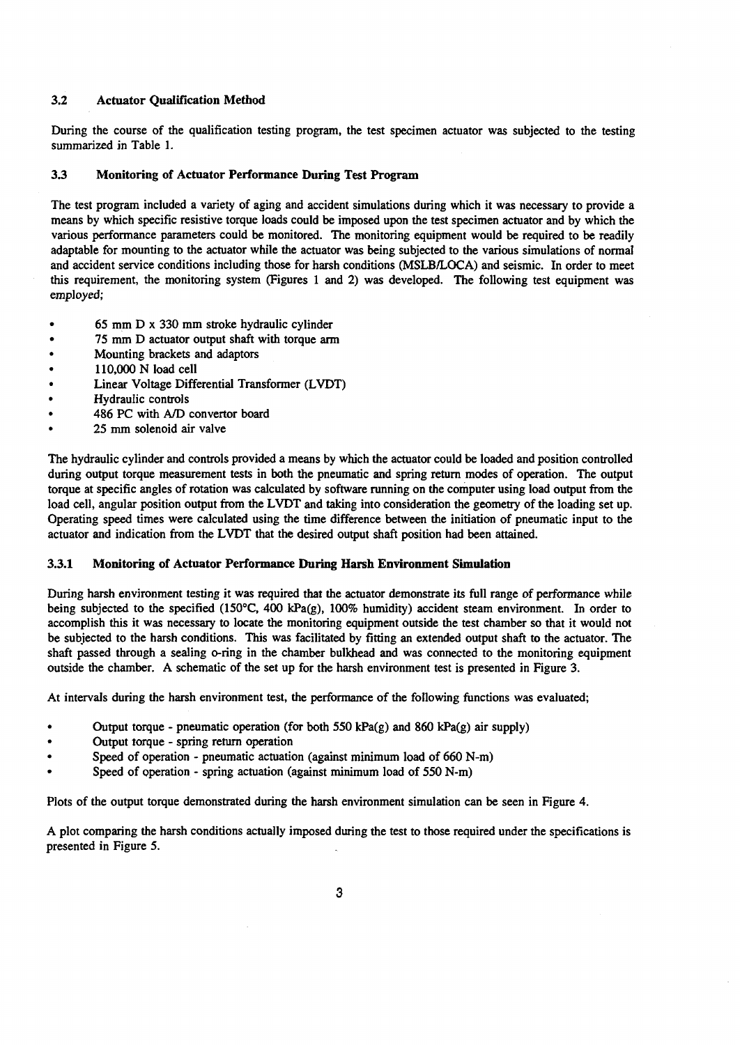### 3.2 Actuator Qualification Method

During the course of the qualification testing program, the test specimen actuator was subjected to the testing summarized in Table 1.

### 3.3 Monitoring of Actuator Performance During Test Program

The test program included a variety of aging and accident simulations during which it was necessary to provide a means by which specific resistive torque loads could be imposed upon the test specimen actuator and by which the various performance parameters could be monitored. The monitoring equipment would be required to be readily adaptable for mounting to the actuator while the actuator was being subjected to the various simulations of normal and accident service conditions including those for harsh conditions (MSLB/LOCA) and seismic. In order to meet this requirement, the monitoring system (Figures 1 and 2) was developed. The following test equipment was employed;

- 65 mm D x 330 mm stroke hydraulic cylinder
- 75 mm D actuator output shaft with torque arm
- Mounting brackets and adaptors
- 110,000 N load cell
- Linear Voltage Differential Transformer (LVDT)
- Hydraulic controls
- 486 PC with A/D convertor board
- 25 mm solenoid air valve

The hydraulic cylinder and controls provided a means by which the actuator could be loaded and position controlled during output torque measurement tests in both the pneumatic and spring return modes of operation. The output torque at specific angles of rotation was calculated by software running on the computer using load output from the load cell, angular position output from the LVDT and taking into consideration the geometry of the loading set up. Operating speed times were calculated using the time difference between the initiation of pneumatic input to the actuator and indication from the LVDT that the desired output shaft position had been attained.

#### 3.3.1 Monitoring of Actuator Performance During Harsh Environment Simulation

During harsh environment testing it was required that the actuator demonstrate its full range of performance while being subjected to the specified (150°C, 400 kPa(g), 100% humidity) accident steam environment. In order to accomplish this it was necessary to locate the monitoring equipment outside the test chamber so that it would not be subjected to the harsh conditions. This was facilitated by fitting an extended output shaft to the actuator. The shaft passed through a sealing o-ring in the chamber bulkhead and was connected to the monitoring equipment outside the chamber. A schematic of the set up for the harsh environment test is presented in Figure 3.

At intervals during the harsh environment test, the performance of the following functions was evaluated;

- Output torque - pneumatic operation (for both 550 kPa(g) and 860 kPa(g) air supply)
- Output torque - spring return operation
- Speed of operation - pneumatic actuation (against minimum load of 660 N-m)
- Speed of operation - spring actuation (against minimum load of 550 N-m)

Plots of the output torque demonstrated during the harsh environment simulation can be seen in Figure 4.

A plot comparing the harsh conditions actually imposed during the test to those required under the specifications is presented in Figure 5.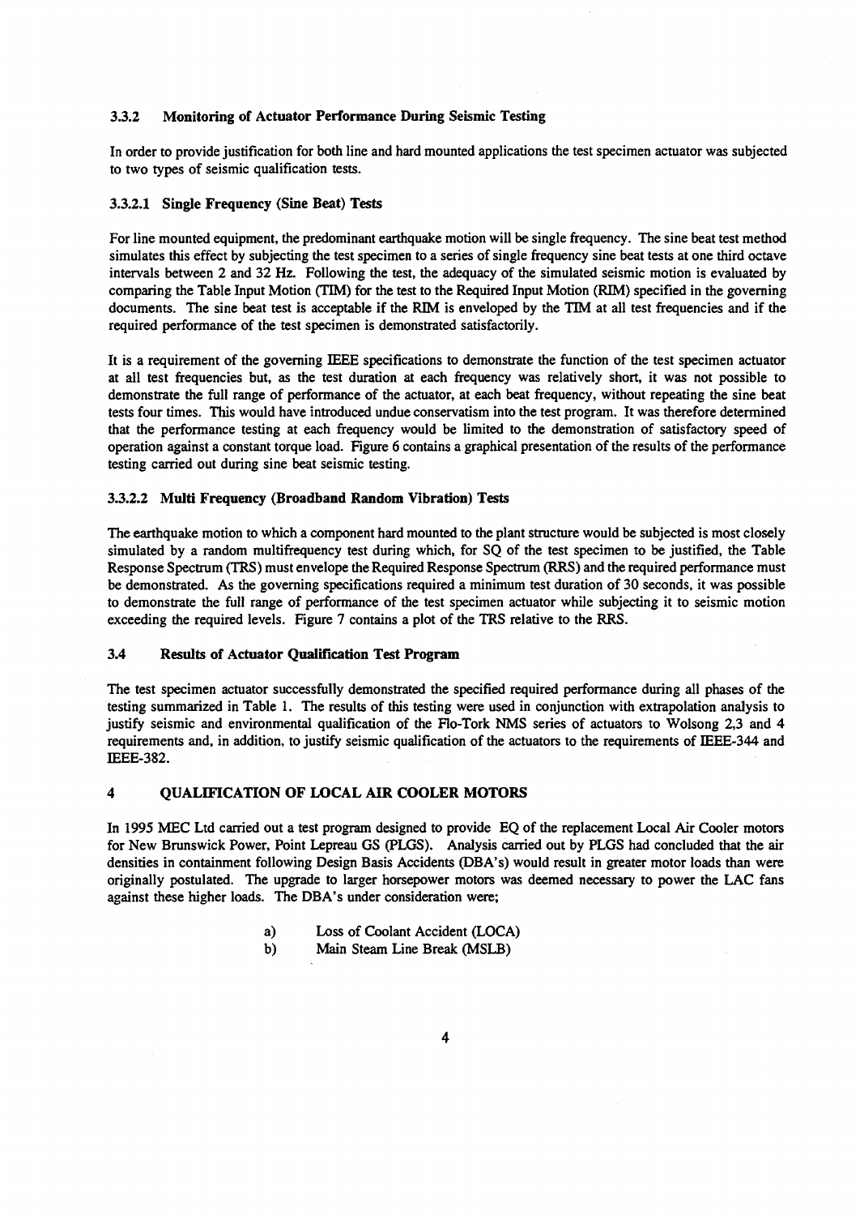### 3.3.2 Monitoring of Actuator Performance During Seismic Testing

In order to provide justification for both line and hard mounted applications the test specimen actuator was subjected to two types of seismic qualification tests.

#### 3.3.2.1 Single Frequency (Sine Beat) Tests

For line mounted equipment, the predominant earthquake motion will be single frequency. The sine beat test method simulates this effect by subjecting the test specimen to a series of single frequency sine beat tests at one third octave intervals between 2 and 32 Hz. Following the test, the adequacy of the simulated seismic motion is evaluated by comparing the Table Input Motion (TIM) for the test to the Required Input Motion (RIM) specified in the governing documents. The sine beat test is acceptable if the RIM is enveloped by the TIM at all test frequencies and if the required performance of the test specimen is demonstrated satisfactorily.

It is a requirement of the governing IEEE specifications to demonstrate the function of the test specimen actuator at all test frequencies but, as the test duration at each frequency was relatively short, it was not possible to demonstrate the full range of performance of the actuator, at each beat frequency, without repeating the sine beat tests four times. This would have introduced undue conservatism into the test program. It was therefore determined that the performance testing at each frequency would be limited to the demonstration of satisfactory speed of operation against a constant torque load. Figure 6 contains a graphical presentation of the results of the performance testing carried out during sine beat seismic testing.

#### 3.3.2.2 Multi Frequency (Broadband Random Vibration) Tests

The earthquake motion to which a component hard mounted to the plant structure would be subjected is most closely simulated by a random multifrequency test during which, for SQ of the test specimen to be justified, the Table Response Spectrum (TRS) must envelope the Required Response Spectrum (RRS) and the required performance must be demonstrated. As the governing specifications required a minimum test duration of 30 seconds, it was possible to demonstrate the full range of performance of the test specimen actuator while subjecting it to seismic motion exceeding the required levels. Figure 7 contains a plot of the TRS relative to the RRS.

### 3.4 Results of Actuator Qualification Test Program

The test specimen actuator successfully demonstrated the specified required performance during all phases of the testing summarized in Table 1. The results of this testing were used in conjunction with extrapolation analysis to justify seismic and environmental qualification of the Flo-Tork NMS series of actuators to Wolsong 2,3 and 4 requirements and, in addition, to justify seismic qualification of the actuators to the requirements of IEEE-344 and IEEE-382.

## 4 QUALIFICATION OF LOCAL AIR COOLER MOTORS

In 1995 MEC Ltd carried out a test program designed to provide EQ of the replacement Local Air Cooler motors for New Brunswick Power, Point Lepreau GS (PLGS). Analysis carried out by PLGS had concluded that the air densities in containment following Design Basis Accidents (DBA's) would result in greater motor loads than were originally postulated. The upgrade to larger horsepower motors was deemed necessary to power the LAC fans against these higher loads. The DBA's under consideration were;

a) Loss of Coolant Accident (LOCA)
b) Main Steam Line Break (MSLB)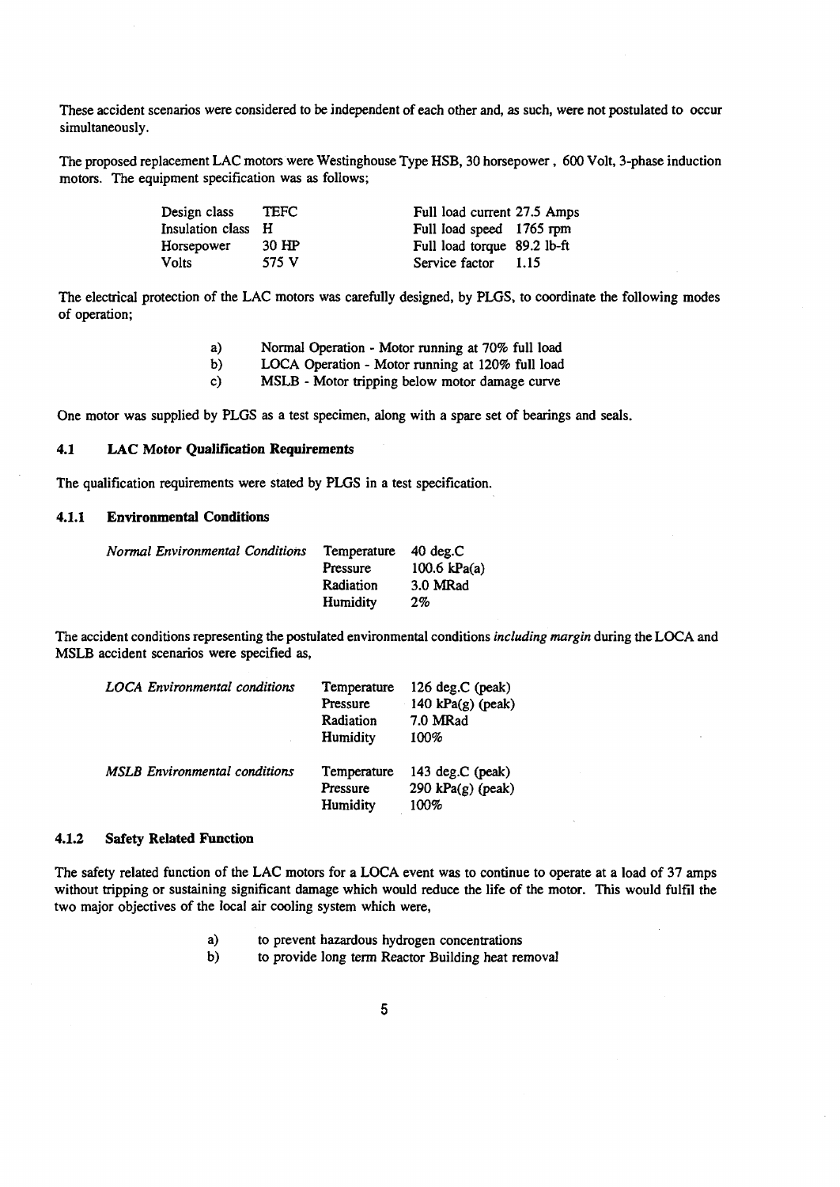These accident scenarios were considered to be independent of each other and, as such, were not postulated to occur simultaneously.

The proposed replacement LAC motors were Westinghouse Type HSB, 30 horsepower , 600 Volt, 3-phase induction motors. The equipment specification was as follows;

| | | | |
|---|---|---|---|
| Design class | TEFC | Full load current | 27.5 Amps |
| Insulation class | H | Full load speed | 1765 rpm |
| Horsepower | 30 HP | Full load torque | 89.2 lb-ft |
| Volts | 575 V | Service factor | 1.15 |

The electrical protection of the LAC motors was carefully designed, by PLGS, to coordinate the following modes of operation;

a) Normal Operation - Motor running at 70% full load
b) LOCA Operation - Motor running at 120% full load
c) MSLB - Motor tripping below motor damage curve

One motor was supplied by PLGS as a test specimen, along with a spare set of bearings and seals.

## 4.1 LAC Motor Qualification Requirements

The qualification requirements were stated by PLGS in a test specification.

### 4.1.1 Environmental Conditions

| | | |
|---|---|---|
| *Normal Environmental Conditions* | Temperature | 40 deg.C |
| | Pressure | 100.6 kPa(a) |
| | Radiation | 3.0 MRad |
| | Humidity | 2% |

The accident conditions representing the postulated environmental conditions *including margin* during the LOCA and MSLB accident scenarios were specified as,

| | | |
|---|---|---|
| *LOCA Environmental conditions* | Temperature | 126 deg.C (peak) |
| | Pressure | 140 kPa(g) (peak) |
| | Radiation | 7.0 MRad |
| | Humidity | 100% |
| *MSLB Environmental conditions* | Temperature | 143 deg.C (peak) |
| | Pressure | 290 kPa(g) (peak) |
| | Humidity | 100% |

### 4.1.2 Safety Related Function

The safety related function of the LAC motors for a LOCA event was to continue to operate at a load of 37 amps without tripping or sustaining significant damage which would reduce the life of the motor. This would fulfil the two major objectives of the local air cooling system which were,

a) to prevent hazardous hydrogen concentrations
b) to provide long term Reactor Building heat removal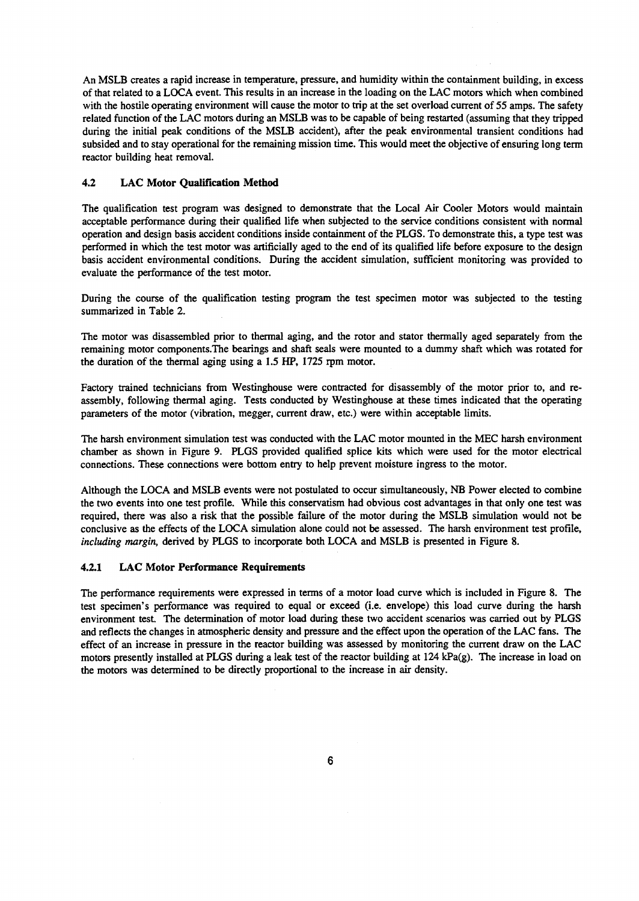An MSLB creates a rapid increase in temperature, pressure, and humidity within the containment building, in excess of that related to a LOCA event. This results in an increase in the loading on the LAC motors which when combined with the hostile operating environment will cause the motor to trip at the set overload current of 55 amps. The safety related function of the LAC motors during an MSLB was to be capable of being restarted (assuming that they tripped during the initial peak conditions of the MSLB accident), after the peak environmental transient conditions had subsided and to stay operational for the remaining mission time. This would meet the objective of ensuring long term reactor building heat removal.

## 4.2 LAC Motor Qualification Method

The qualification test program was designed to demonstrate that the Local Air Cooler Motors would maintain acceptable performance during their qualified life when subjected to the service conditions consistent with normal operation and design basis accident conditions inside containment of the PLGS. To demonstrate this, a type test was performed in which the test motor was artificially aged to the end of its qualified life before exposure to the design basis accident environmental conditions. During the accident simulation, sufficient monitoring was provided to evaluate the performance of the test motor.

During the course of the qualification testing program the test specimen motor was subjected to the testing summarized in Table 2.

The motor was disassembled prior to thermal aging, and the rotor and stator thermally aged separately from the remaining motor components.The bearings and shaft seals were mounted to a dummy shaft which was rotated for the duration of the thermal aging using a 1.5 HP, 1725 rpm motor.

Factory trained technicians from Westinghouse were contracted for disassembly of the motor prior to, and re-assembly, following thermal aging. Tests conducted by Westinghouse at these times indicated that the operating parameters of the motor (vibration, megger, current draw, etc.) were within acceptable limits.

The harsh environment simulation test was conducted with the LAC motor mounted in the MEC harsh environment chamber as shown in Figure 9. PLGS provided qualified splice kits which were used for the motor electrical connections. These connections were bottom entry to help prevent moisture ingress to the motor.

Although the LOCA and MSLB events were not postulated to occur simultaneously, NB Power elected to combine the two events into one test profile. While this conservatism had obvious cost advantages in that only one test was required, there was also a risk that the possible failure of the motor during the MSLB simulation would not be conclusive as the effects of the LOCA simulation alone could not be assessed. The harsh environment test profile, *including margin,* derived by PLGS to incorporate both LOCA and MSLB is presented in Figure 8.

### 4.2.1 LAC Motor Performance Requirements

The performance requirements were expressed in terms of a motor load curve which is included in Figure 8. The test specimen's performance was required to equal or exceed (i.e. envelope) this load curve during the harsh environment test. The determination of motor load during these two accident scenarios was carried out by PLGS and reflects the changes in atmospheric density and pressure and the effect upon the operation of the LAC fans. The effect of an increase in pressure in the reactor building was assessed by monitoring the current draw on the LAC motors presently installed at PLGS during a leak test of the reactor building at 124 kPa(g). The increase in load on the motors was determined to be directly proportional to the increase in air density.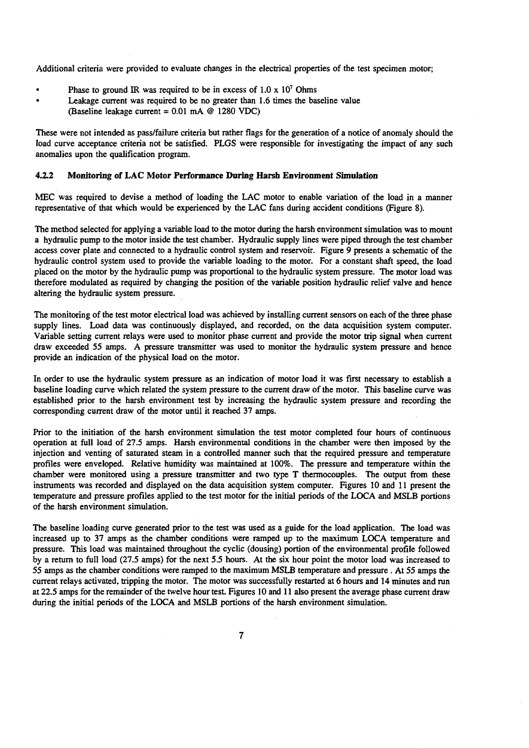Additional criteria were provided to evaluate changes in the electrical properties of the test specimen motor;

- Phase to ground IR was required to be in excess of $1.0 \times 10^7$ Ohms
- Leakage current was required to be no greater than 1.6 times the baseline value (Baseline leakage current = 0.01 mA @ 1280 VDC)

These were not intended as pass/failure criteria but rather flags for the generation of a notice of anomaly should the load curve acceptance criteria not be satisfied. PLGS were responsible for investigating the impact of any such anomalies upon the qualification program.

### 4.2.2 Monitoring of LAC Motor Performance During Harsh Environment Simulation

MEC was required to devise a method of loading the LAC motor to enable variation of the load in a manner representative of that which would be experienced by the LAC fans during accident conditions (Figure 8).

The method selected for applying a variable load to the motor during the harsh environment simulation was to mount a hydraulic pump to the motor inside the test chamber. Hydraulic supply lines were piped through the test chamber access cover plate and connected to a hydraulic control system and reservoir. Figure 9 presents a schematic of the hydraulic control system used to provide the variable loading to the motor. For a constant shaft speed, the load placed on the motor by the hydraulic pump was proportional to the hydraulic system pressure. The motor load was therefore modulated as required by changing the position of the variable position hydraulic relief valve and hence altering the hydraulic system pressure.

The monitoring of the test motor electrical load was achieved by installing current sensors on each of the three phase supply lines. Load data was continuously displayed, and recorded, on the data acquisition system computer. Variable setting current relays were used to monitor phase current and provide the motor trip signal when current draw exceeded 55 amps. A pressure transmitter was used to monitor the hydraulic system pressure and hence provide an indication of the physical load on the motor.

In order to use the hydraulic system pressure as an indication of motor load it was first necessary to establish a baseline loading curve which related the system pressure to the current draw of the motor. This baseline curve was established prior to the harsh environment test by increasing the hydraulic system pressure and recording the corresponding current draw of the motor until it reached 37 amps.

Prior to the initiation of the harsh environment simulation the test motor completed four hours of continuous operation at full load of 27.5 amps. Harsh environmental conditions in the chamber were then imposed by the injection and venting of saturated steam in a controlled manner such that the required pressure and temperature profiles were enveloped. Relative humidity was maintained at 100%. The pressure and temperature within the chamber were monitored using a pressure transmitter and two type T thermocouples. The output from these instruments was recorded and displayed on the data acquisition system computer. Figures 10 and 11 present the temperature and pressure profiles applied to the test motor for the initial periods of the LOCA and MSLB portions of the harsh environment simulation.

The baseline loading curve generated prior to the test was used as a guide for the load application. The load was increased up to 37 amps as the chamber conditions were ramped up to the maximum LOCA temperature and pressure. This load was maintained throughout the cyclic (dousing) portion of the environmental profile followed by a return to full load (27.5 amps) for the next 5.5 hours. At the six hour point the motor load was increased to 55 amps as the chamber conditions were ramped to the maximum MSLB temperature and pressure . At 55 amps the current relays activated, tripping the motor. The motor was successfully restarted at 6 hours and 14 minutes and run at 22.5 amps for the remainder of the twelve hour test. Figures 10 and 11 also present the average phase current draw during the initial periods of the LOCA and MSLB portions of the harsh environment simulation.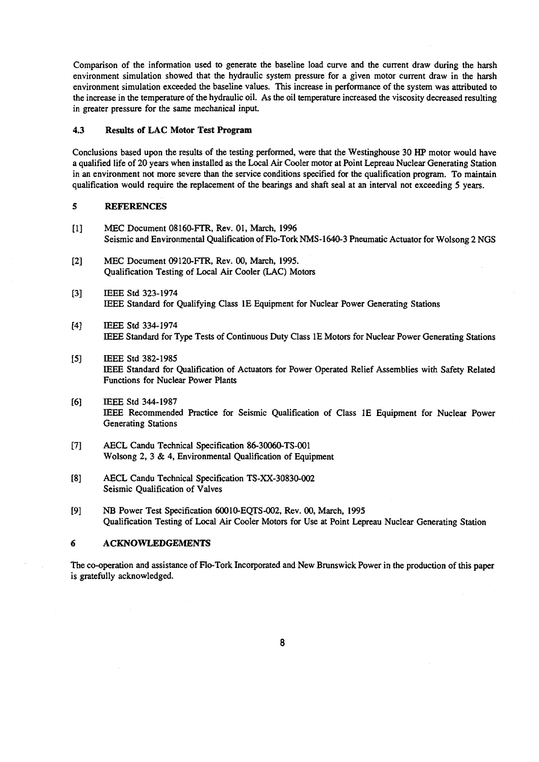Comparison of the information used to generate the baseline load curve and the current draw during the harsh environment simulation showed that the hydraulic system pressure for a given motor current draw in the harsh environment simulation exceeded the baseline values. This increase in performance of the system was attributed to the increase in the temperature of the hydraulic oil. As the oil temperature increased the viscosity decreased resulting in greater pressure for the same mechanical input.

### 4.3 Results of LAC Motor Test Program

Conclusions based upon the results of the testing performed, were that the Westinghouse 30 HP motor would have a qualified life of 20 years when installed as the Local Air Cooler motor at Point Lepreau Nuclear Generating Station in an environment not more severe than the service conditions specified for the qualification program. To maintain qualification would require the replacement of the bearings and shaft seal at an interval not exceeding 5 years.

## 5 REFERENCES

[1] MEC Document 08160-FTR, Rev. 01, March, 1996
Seismic and Environmental Qualification of Flo-Tork NMS-1640-3 Pneumatic Actuator for Wolsong 2 NGS

[2] MEC Document 09120-FTR, Rev. 00, March, 1995.
Qualification Testing of Local Air Cooler (LAC) Motors

[3] IEEE Std 323-1974
IEEE Standard for Qualifying Class 1E Equipment for Nuclear Power Generating Stations

[4] IEEE Std 334-1974
IEEE Standard for Type Tests of Continuous Duty Class 1E Motors for Nuclear Power Generating Stations

[5] IEEE Std 382-1985
IEEE Standard for Qualification of Actuators for Power Operated Relief Assemblies with Safety Related Functions for Nuclear Power Plants

[6] IEEE Std 344-1987
IEEE Recommended Practice for Seismic Qualification of Class 1E Equipment for Nuclear Power Generating Stations

[7] AECL Candu Technical Specification 86-30060-TS-001
Wolsong 2, 3 & 4, Environmental Qualification of Equipment

[8] AECL Candu Technical Specification TS-XX-30830-002
Seismic Qualification of Valves

[9] NB Power Test Specification 60010-EQTS-002, Rev. 00, March, 1995
Qualification Testing of Local Air Cooler Motors for Use at Point Lepreau Nuclear Generating Station

## 6 ACKNOWLEDGEMENTS

The co-operation and assistance of Flo-Tork Incorporated and New Brunswick Power in the production of this paper is gratefully acknowledged.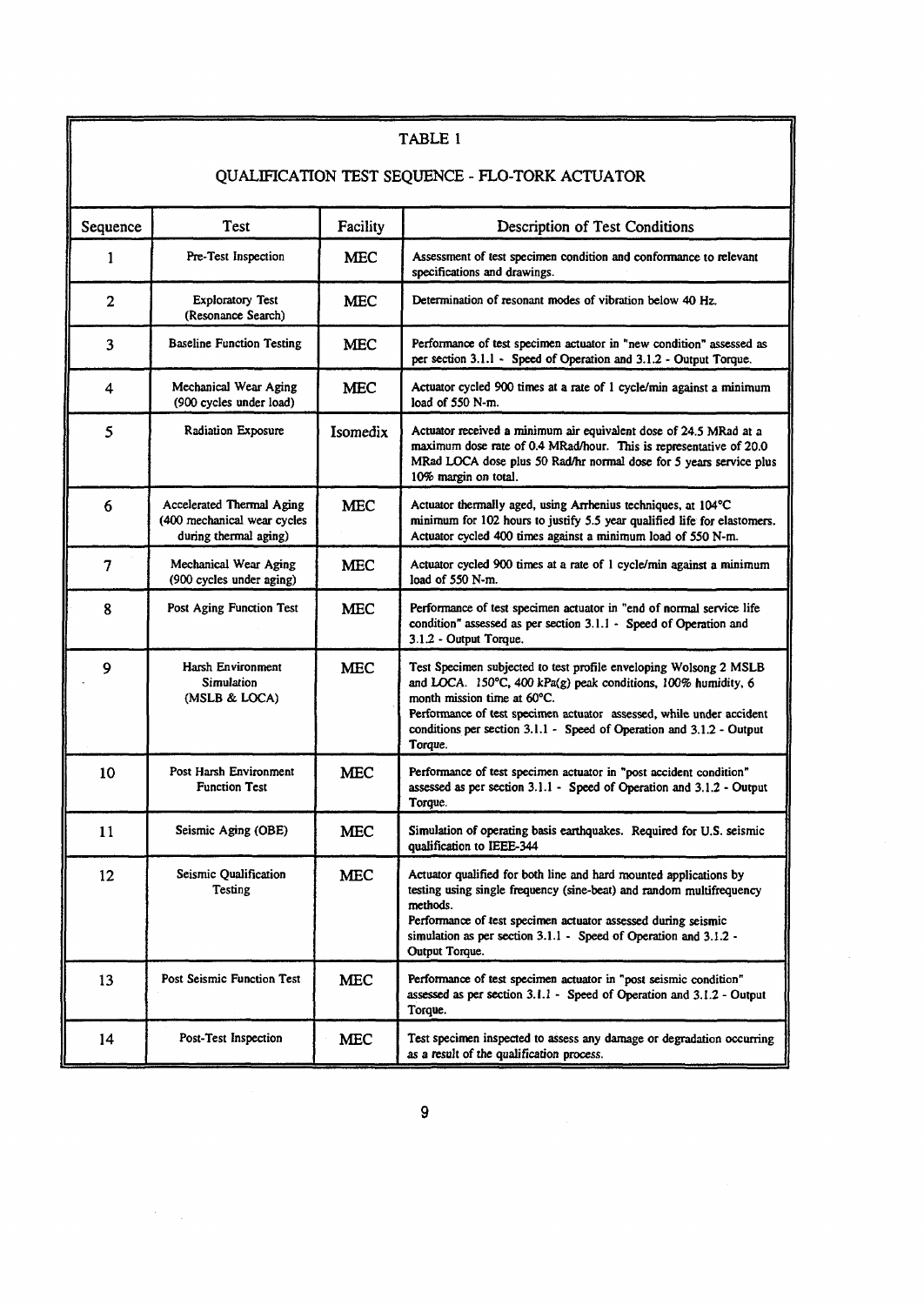## TABLE 1

## QUALIFICATION TEST SEQUENCE - FLO-TORK ACTUATOR

| Sequence | Test | Facility | Description of Test Conditions |
|---|---|---|---|
| 1 | Pre-Test Inspection | MEC | Assessment of test specimen condition and conformance to relevant specifications and drawings. |
| 2 | Exploratory Test (Resonance Search) | MEC | Determination of resonant modes of vibration below 40 Hz. |
| 3 | Baseline Function Testing | MEC | Performance of test specimen actuator in "new condition" assessed as per section 3.1.1 - Speed of Operation and 3.1.2 - Output Torque. |
| 4 | Mechanical Wear Aging (900 cycles under load) | MEC | Actuator cycled 900 times at a rate of 1 cycle/min against a minimum load of 550 N-m. |
| 5 | Radiation Exposure | Isomedix | Actuator received a minimum air equivalent dose of 24.5 MRad at a maximum dose rate of 0.4 MRad/hour. This is representative of 20.0 MRad LOCA dose plus 50 Rad/hr normal dose for 5 years service plus 10% margin on total. |
| 6 | Accelerated Thermal Aging (400 mechanical wear cycles during thermal aging) | MEC | Actuator thermally aged, using Arrhenius techniques, at 104°C minimum for 102 hours to justify 5.5 year qualified life for elastomers. Actuator cycled 400 times against a minimum load of 550 N-m. |
| 7 | Mechanical Wear Aging (900 cycles under aging) | MEC | Actuator cycled 900 times at a rate of 1 cycle/min against a minimum load of 550 N-m. |
| 8 | Post Aging Function Test | MEC | Performance of test specimen actuator in "end of normal service life condition" assessed as per section 3.1.1 - Speed of Operation and 3.1.2 - Output Torque. |
| 9 | Harsh Environment Simulation (MSLB & LOCA) | MEC | Test Specimen subjected to test profile enveloping Wolsong 2 MSLB and LOCA. 150°C, 400 kPa(g) peak conditions, 100% humidity, 6 month mission time at 60°C. Performance of test specimen actuator assessed, while under accident conditions per section 3.1.1 - Speed of Operation and 3.1.2 - Output Torque. |
| 10 | Post Harsh Environment Function Test | MEC | Performance of test specimen actuator in "post accident condition" assessed as per section 3.1.1 - Speed of Operation and 3.1.2 - Output Torque. |
| 11 | Seismic Aging (OBE) | MEC | Simulation of operating basis earthquakes. Required for U.S. seismic qualification to IEEE-344 |
| 12 | Seismic Qualification Testing | MEC | Actuator qualified for both line and hard mounted applications by testing using single frequency (sine-beat) and random multifrequency methods. Performance of test specimen actuator assessed during seismic simulation as per section 3.1.1 - Speed of Operation and 3.1.2 - Output Torque. |
| 13 | Post Seismic Function Test | MEC | Performance of test specimen actuator in "post seismic condition" assessed as per section 3.1.1 - Speed of Operation and 3.1.2 - Output Torque. |
| 14 | Post-Test Inspection | MEC | Test specimen inspected to assess any damage or degradation occurring as a result of the qualification process. |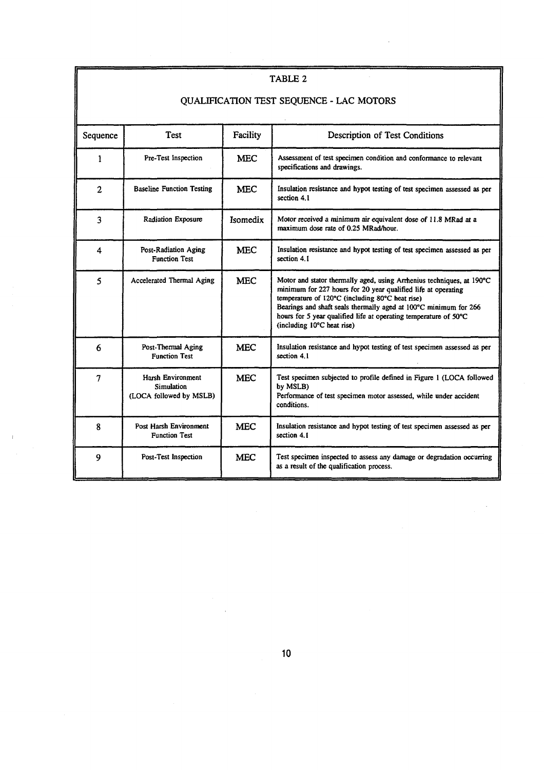## TABLE 2

## QUALIFICATION TEST SEQUENCE - LAC MOTORS

| Sequence | Test | Facility | Description of Test Conditions |
|---|---|---|---|
| 1 | Pre-Test Inspection | MEC | Assessment of test specimen condition and conformance to relevant specifications and drawings. |
| 2 | Baseline Function Testing | MEC | Insulation resistance and hypot testing of test specimen assessed as per section 4.1 |
| 3 | Radiation Exposure | Isomedix | Motor received a minimum air equivalent dose of 11.8 MRad at a maximum dose rate of 0.25 MRad/hour. |
| 4 | Post-Radiation Aging Function Test | MEC | Insulation resistance and hypot testing of test specimen assessed as per section 4.1 |
| 5 | Accelerated Thermal Aging | MEC | Motor and stator thermally aged, using Arrhenius techniques, at 190°C minimum for 227 hours for 20 year qualified life at operating temperature of 120°C (including 80°C heat rise)<br>Bearings and shaft seals thermally aged at 100°C minimum for 266 hours for 5 year qualified life at operating temperature of 50°C (including 10°C heat rise) |
| 6 | Post-Thermal Aging Function Test | MEC | Insulation resistance and hypot testing of test specimen assessed as per section 4.1 |
| 7 | Harsh Environment Simulation (LOCA followed by MSLB) | MEC | Test specimen subjected to profile defined in Figure 1 (LOCA followed by MSLB)<br>Performance of test specimen motor assessed, while under accident conditions. |
| 8 | Post Harsh Environment Function Test | MEC | Insulation resistance and hypot testing of test specimen assessed as per section 4.1 |
| 9 | Post-Test Inspection | MEC | Test specimen inspected to assess any damage or degradation occurring as a result of the qualification process. |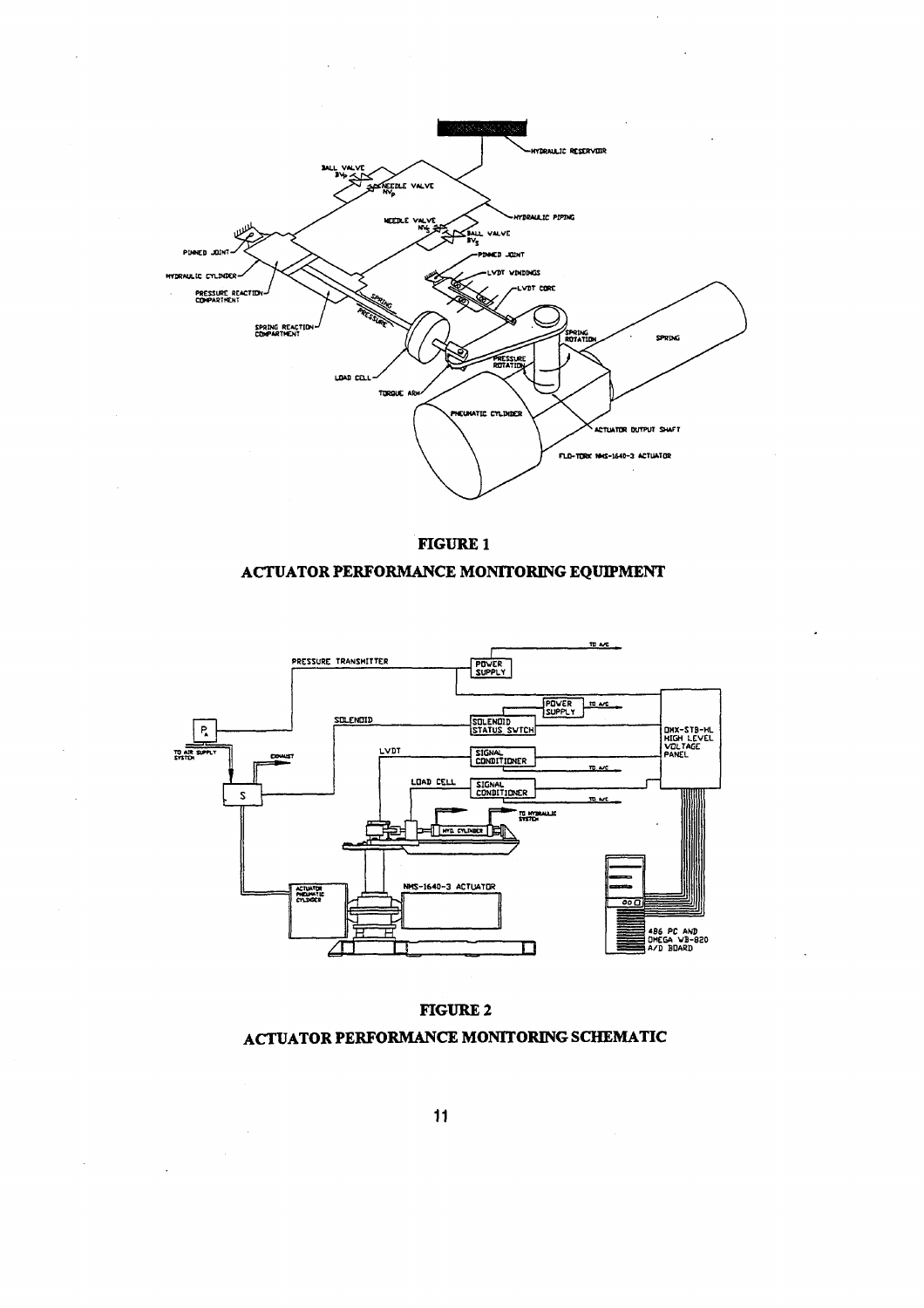**FIGURE 1**

**ACTUATOR PERFORMANCE MONITORING EQUIPMENT**

**FIGURE 2**

**ACTUATOR PERFORMANCE MONITORING SCHEMATIC**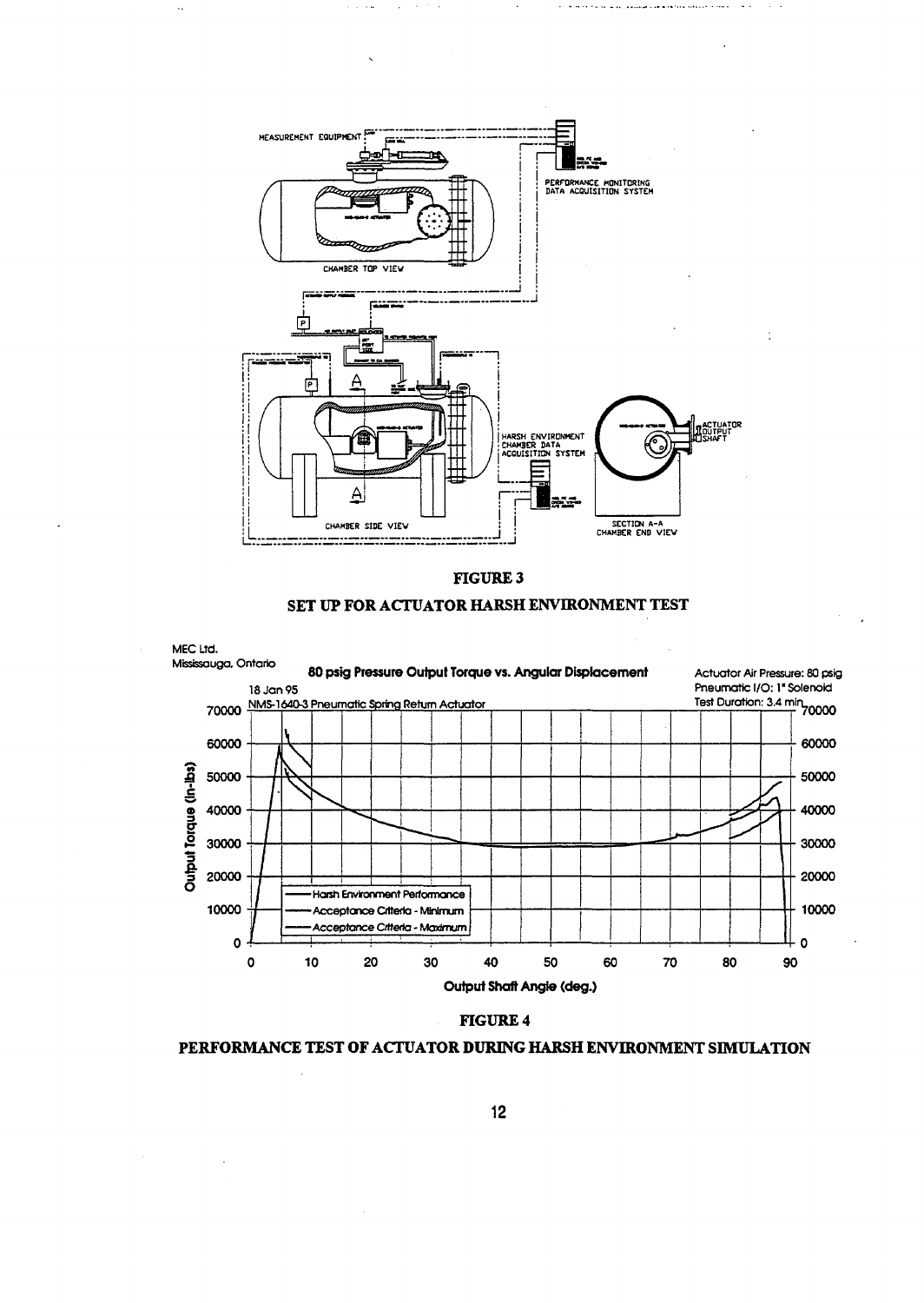**FIGURE 3**

**SET UP FOR ACTUATOR HARSH ENVIRONMENT TEST**

**FIGURE 4**

**PERFORMANCE TEST OF ACTUATOR DURING HARSH ENVIRONMENT SIMULATION**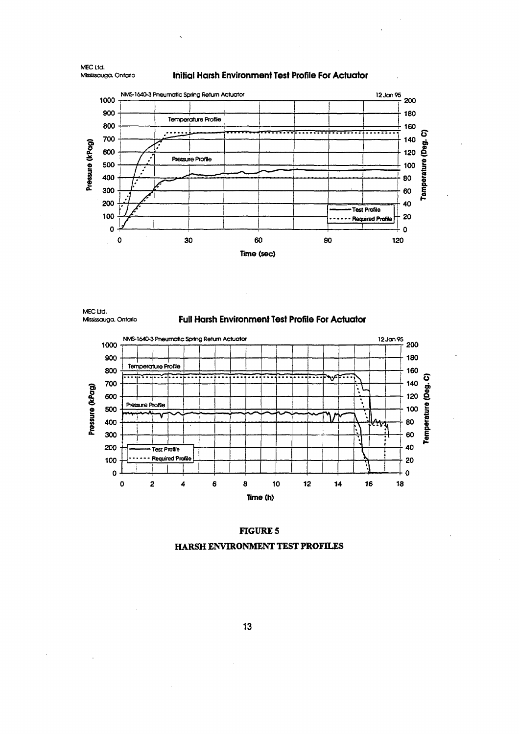MEC Ltd.
Mississauga, Ontario

**Initial Harsh Environment Test Profile For Actuator**

NMS-1640-3 Pneumatic Spring Return Actuator — 12 Jan 95

MEC Ltd.
Mississauga, Ontario

**Full Harsh Environment Test Profile For Actuator**

NMS-1640-3 Pneumatic Spring Return Actuator — 12 Jan 95

**FIGURE 5**

**HARSH ENVIRONMENT TEST PROFILES**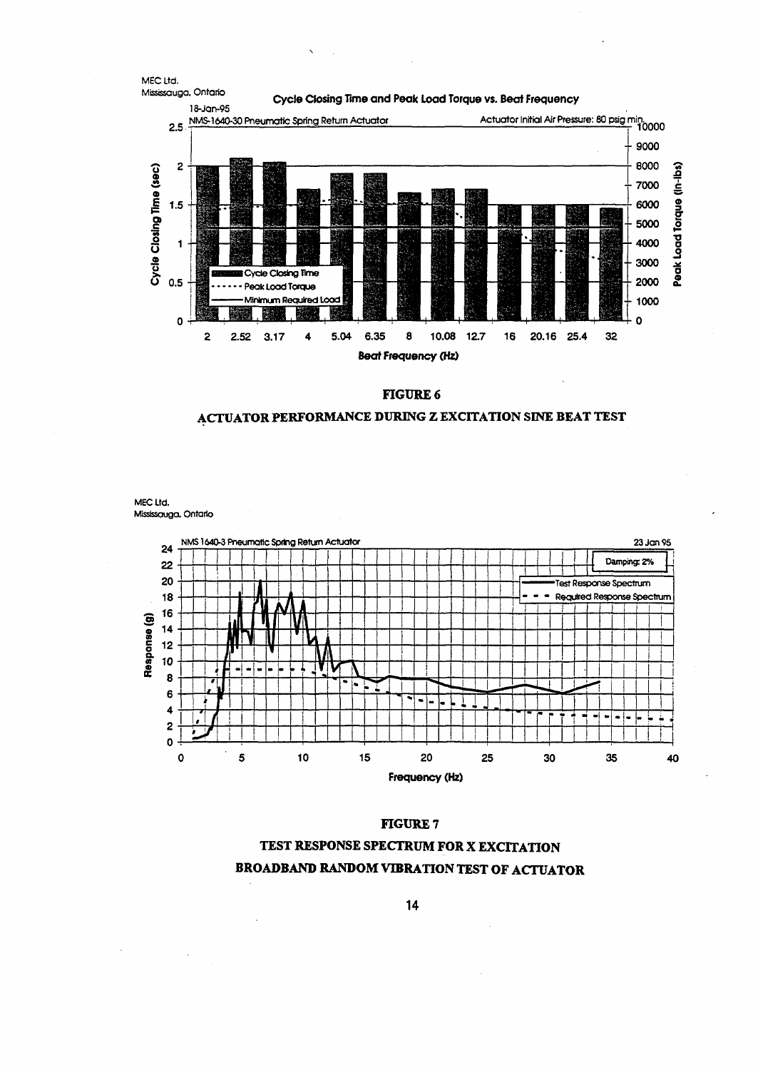MEC Ltd.
Mississauga, Ontario

**Cycle Closing Time and Peak Load Torque vs. Beat Frequency**

18-Jan-95

NMS-1640-30 Pneumatic Spring Return Actuator

Actuator Initial Air Pressure: 80 psig min.

**FIGURE 6**

**ACTUATOR PERFORMANCE DURING Z EXCITATION SINE BEAT TEST**

MEC Ltd.
Mississauga, Ontario

NMS 1640-3 Pneumatic Spring Return Actuator

23 Jan 95

Damping: 2%

**FIGURE 7**

**TEST RESPONSE SPECTRUM FOR X EXCITATION**

**BROADBAND RANDOM VIBRATION TEST OF ACTUATOR**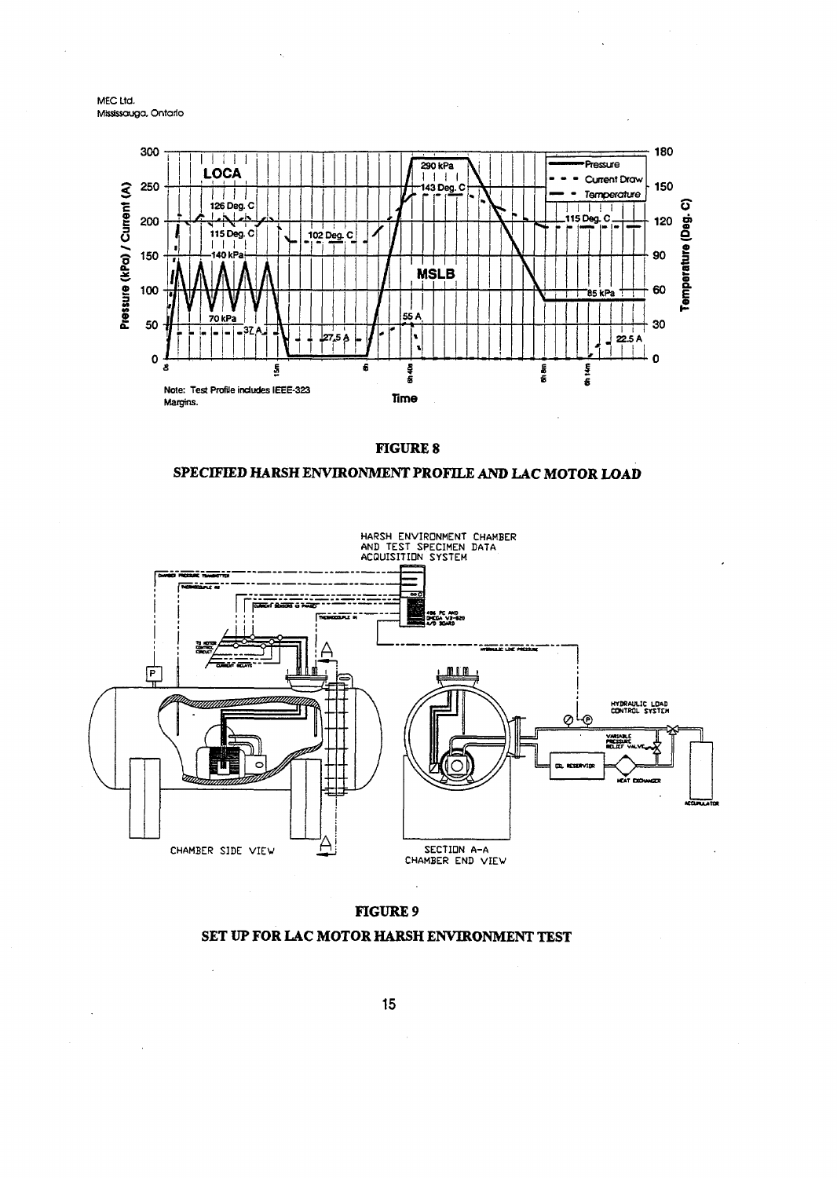Note: Test Profile includes IEEE-323 Margins.

**FIGURE 8**

**SPECIFIED HARSH ENVIRONMENT PROFILE AND LAC MOTOR LOAD**

**FIGURE 9**

**SET UP FOR LAC MOTOR HARSH ENVIRONMENT TEST**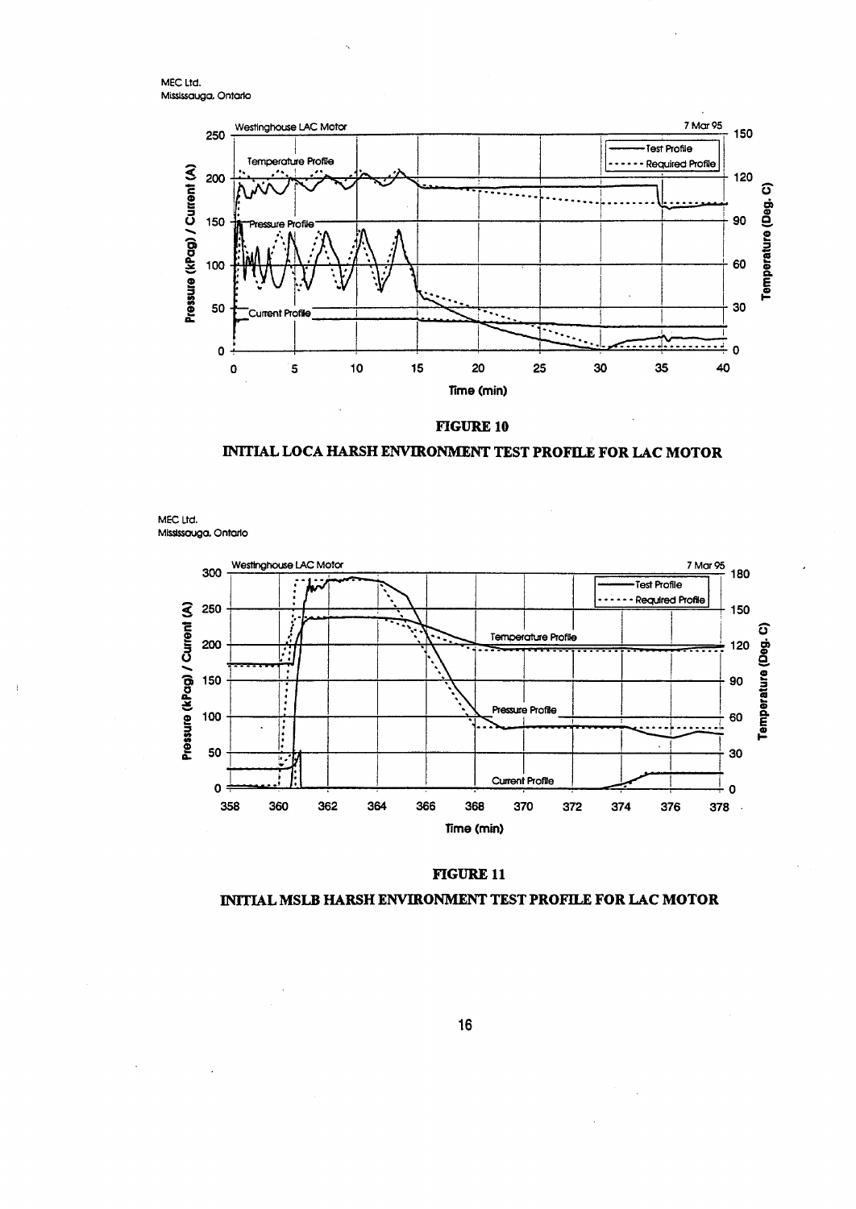MEC Ltd.
Mississauga, Ontario

Westinghouse LAC Motor

7 Mar 95

Test Profile
Required Profile

Temperature Profile

Pressure Profile

Current Profile

Pressure (kPag) / Current (A)

250
200
150
100
50
0

Temperature (Deg. C)

150
120
90
60
30
0

0 5 10 15 20 25 30 35 40

Time (min)

**FIGURE 10**

**INITIAL LOCA HARSH ENVIRONMENT TEST PROFILE FOR LAC MOTOR**

MEC Ltd.
Mississauga, Ontario

Westinghouse LAC Motor

7 Mar 95

Test Profile
Required Profile

Temperature Profile

Pressure Profile

Current Profile

Pressure (kPag) / Current (A)

300
250
200
150
100
50
0

Temperature (Deg. C)

180
150
120
90
60
30
0

358 360 362 364 366 368 370 372 374 376 378

Time (min)

**FIGURE 11**

**INITIAL MSLB HARSH ENVIRONMENT TEST PROFILE FOR LAC MOTOR**